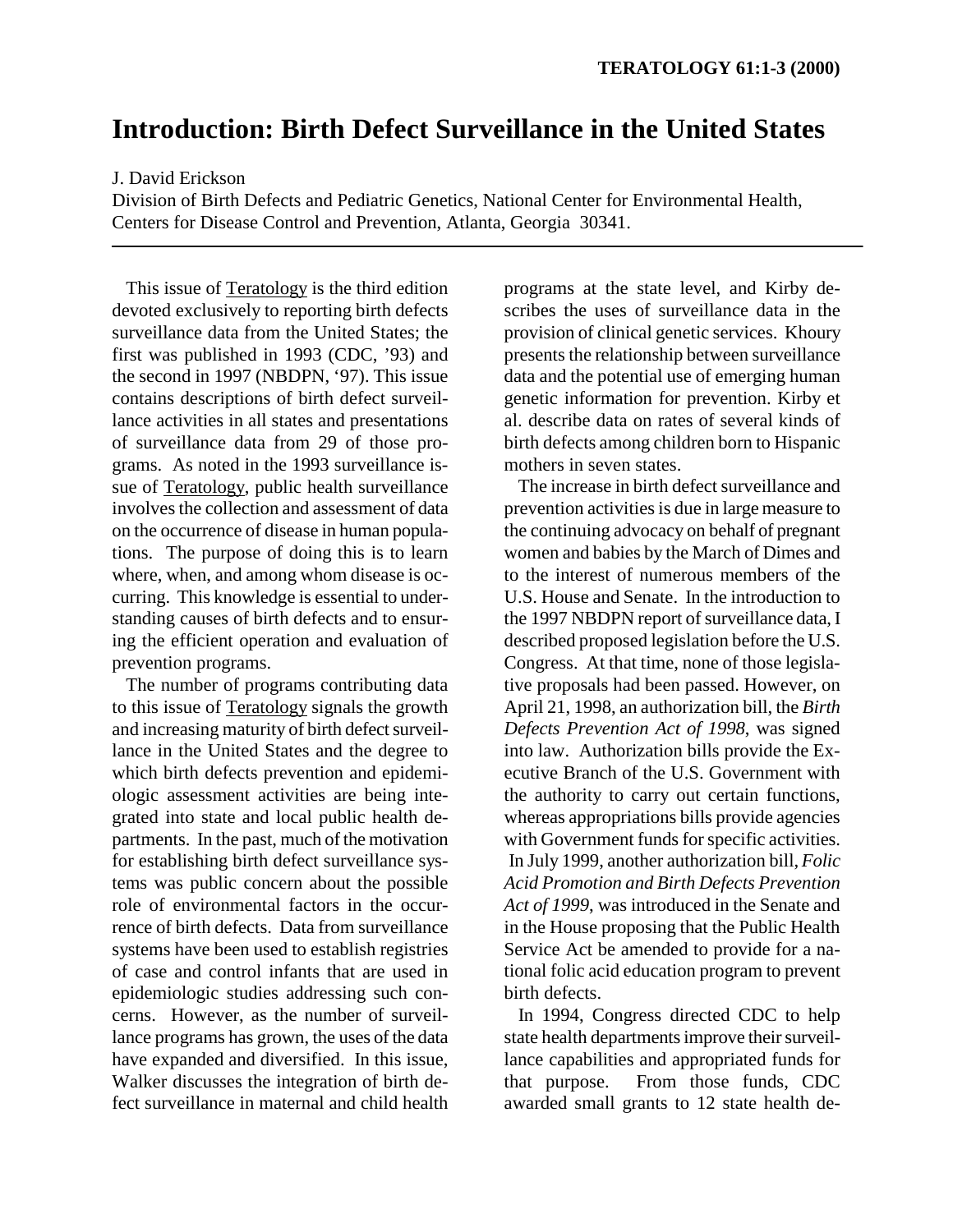# Introduction: Birth Defect Surveillance in the United States

J. David Erickson

Division of Birth Defects and Pediatric Genetics, National Center for Environmental Health, Centers for Disease Control and Prevention, Atlanta, Georgia 30341.

This issue of Teratology is the third edition devoted exclusively to reporting birth defects surveillance data from the United States; the first was published in 1993 (CDC, '93) and the second in 1997 (NBDPN, '97). This issue contains descriptions of birth defect surveillance activities in all states and presentations of surveillance data from 29 of those programs. As noted in the 1993 surveillance issue of Teratology, public health surveillance involves the collection and assessment of data on the occurrence of disease in human populations. The purpose of doing this is to learn where, when, and among whom disease is occurring. This knowledge is essential to understanding causes of birth defects and to ensuring the efficient operation and evaluation of prevention programs.

The number of programs contributing data to this issue of Teratology signals the growth and increasing maturity of birth defect surveillance in the United States and the degree to which birth defects prevention and epidemiologic assessment activities are being integrated into state and local public health departments. In the past, much of the motivation for establishing birth defect surveillance systems was public concern about the possible role of environmental factors in the occurrence of birth defects. Data from surveillance systems have been used to establish registries of case and control infants that are used in epidemiologic studies addressing such concerns. However, as the number of surveillance programs has grown, the uses of the data have expanded and diversified. In this issue, Walker discusses the integration of birth defect surveillance in maternal and child health programs at the state level, and Kirby describes the uses of surveillance data in the provision of clinical genetic services. Khoury presents the relationship between surveillance data and the potential use of emerging human genetic information for prevention. Kirby et al. describe data on rates of several kinds of birth defects among children born to Hispanic mothers in seven states.

The increase in birth defect surveillance and prevention activities is due in large measure to the continuing advocacy on behalf of pregnant women and babies by the March of Dimes and to the interest of numerous members of the U.S. House and Senate. In the introduction to the 1997 NBDPN report of surveillance data, I described proposed legislation before the U.S. Congress. At that time, none of those legislative proposals had been passed. However, on April 21, 1998, an authorization bill, the *Birth Defects Prevention Act of 1998*, was signed into law. Authorization bills provide the Executive Branch of the U.S. Government with the authority to carry out certain functions, whereas appropriations bills provide agencies with Government funds for specific activities. In July 1999, another authorization bill, *Folic Acid Promotion and Birth Defects Prevention Act of 1999*, was introduced in the Senate and in the House proposing that the Public Health Service Act be amended to provide for a national folic acid education program to prevent birth defects.

In 1994, Congress directed CDC to help state health departments improve their surveillance capabilities and appropriated funds for that purpose. From those funds, CDC awarded small grants to 12 state health de-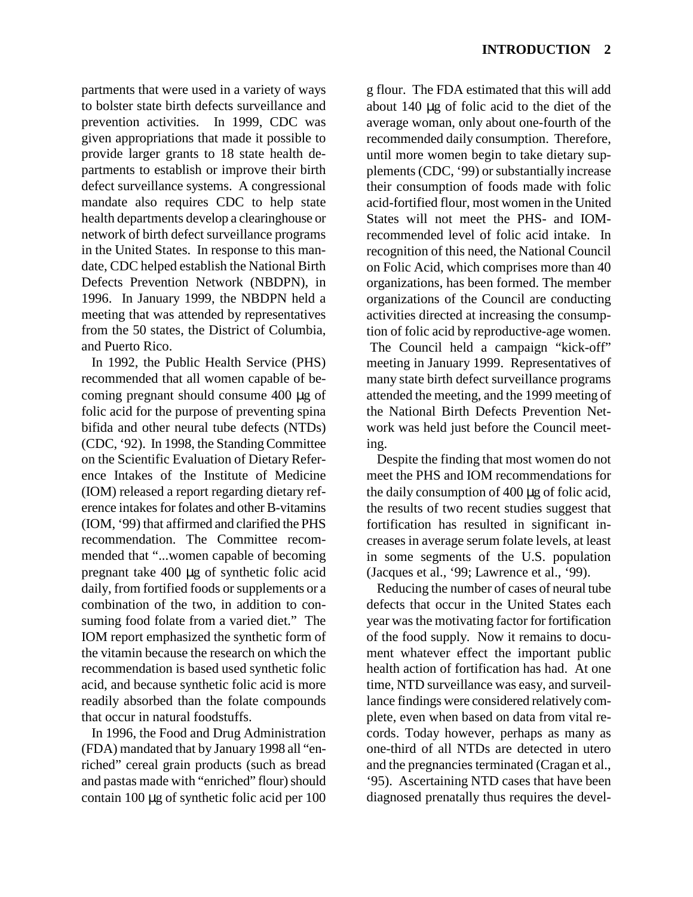partments that were used in a variety of ways to bolster state birth defects surveillance and prevention activities. In 1999, CDC was given appropriations that made it possible to provide larger grants to 18 state health departments to establish or improve their birth defect surveillance systems. A congressional mandate also requires CDC to help state health departments develop a clearinghouse or network of birth defect surveillance programs in the United States. In response to this mandate, CDC helped establish the National Birth Defects Prevention Network (NBDPN), in 1996. In January 1999, the NBDPN held a meeting that was attended by representatives from the 50 states, the District of Columbia, and Puerto Rico.

In 1992, the Public Health Service (PHS) recommended that all women capable of becoming pregnant should consume 400 μg of folic acid for the purpose of preventing spina bifida and other neural tube defects (NTDs) (CDC, '92). In 1998, the Standing Committee on the Scientific Evaluation of Dietary Reference Intakes of the Institute of Medicine (IOM) released a report regarding dietary reference intakes for folates and other B-vitamins (IOM, '99) that affirmed and clarified the PHS recommendation. The Committee recommended that "...women capable of becoming pregnant take 400 μg of synthetic folic acid daily, from fortified foods or supplements or a combination of the two, in addition to consuming food folate from a varied diet." The IOM report emphasized the synthetic form of the vitamin because the research on which the recommendation is based used synthetic folic acid, and because synthetic folic acid is more readily absorbed than the folate compounds that occur in natural foodstuffs.

In 1996, the Food and Drug Administration (FDA) mandated that by January 1998 all "enriched" cereal grain products (such as bread and pastas made with "enriched" flour) should contain 100 μg of synthetic folic acid per 100 g flour. The FDA estimated that this will add about 140 μg of folic acid to the diet of the average woman, only about one-fourth of the recommended daily consumption. Therefore, until more women begin to take dietary supplements (CDC, '99) or substantially increase their consumption of foods made with folic acid-fortified flour, most women in the United States will not meet the PHS- and IOM-recommended level of folic acid intake. In recognition of this need, the National Council on Folic Acid, which comprises more than 40 organizations, has been formed. The member organizations of the Council are conducting activities directed at increasing the consumption of folic acid by reproductive-age women. The Council held a campaign "kick-off" meeting in January 1999. Representatives of many state birth defect surveillance programs attended the meeting, and the 1999 meeting of the National Birth Defects Prevention Network was held just before the Council meeting.

Despite the finding that most women do not meet the PHS and IOM recommendations for the daily consumption of 400 μg of folic acid, the results of two recent studies suggest that fortification has resulted in significant increases in average serum folate levels, at least in some segments of the U.S. population (Jacques et al., '99; Lawrence et al., '99).

Reducing the number of cases of neural tube defects that occur in the United States each year was the motivating factor for fortification of the food supply. Now it remains to document whatever effect the important public health action of fortification has had. At one time, NTD surveillance was easy, and surveillance findings were considered relatively complete, even when based on data from vital records. Today however, perhaps as many as one-third of all NTDs are detected in utero and the pregnancies terminated (Cragan et al., '95). Ascertaining NTD cases that have been diagnosed prenatally thus requires the devel-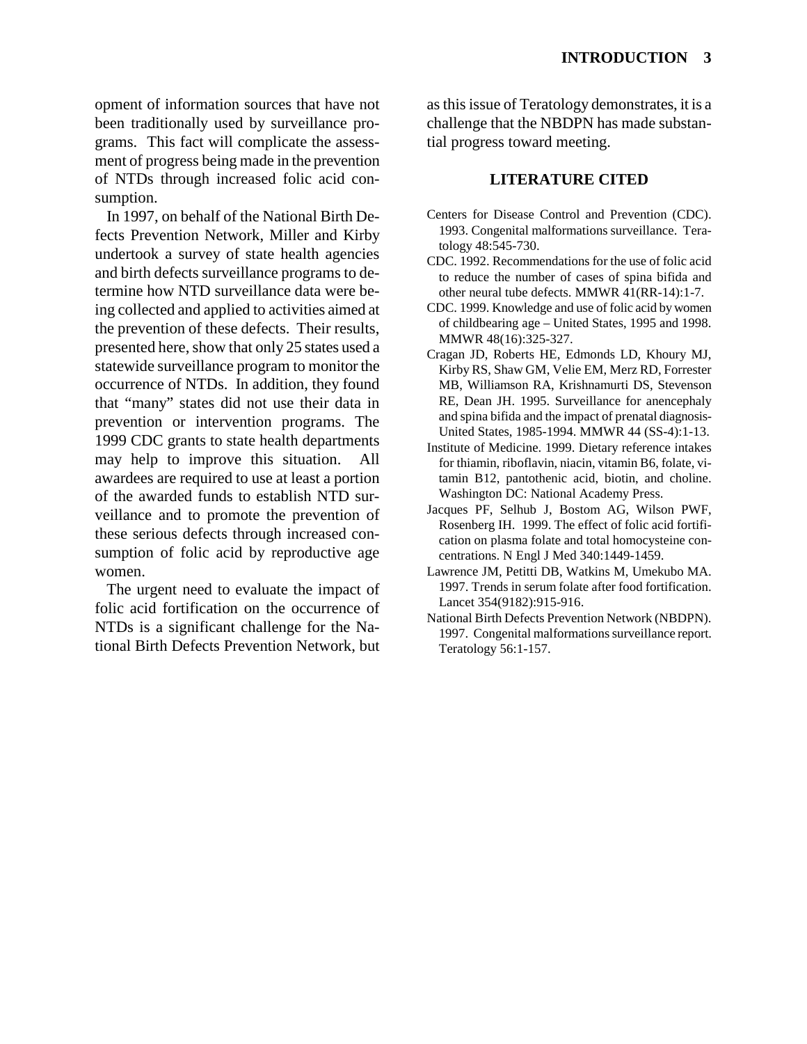opment of information sources that have not been traditionally used by surveillance programs. This fact will complicate the assessment of progress being made in the prevention of NTDs through increased folic acid consumption.

In 1997, on behalf of the National Birth Defects Prevention Network, Miller and Kirby undertook a survey of state health agencies and birth defects surveillance programs to determine how NTD surveillance data were being collected and applied to activities aimed at the prevention of these defects. Their results, presented here, show that only 25 states used a statewide surveillance program to monitor the occurrence of NTDs. In addition, they found that "many" states did not use their data in prevention or intervention programs. The 1999 CDC grants to state health departments may help to improve this situation. All awardees are required to use at least a portion of the awarded funds to establish NTD surveillance and to promote the prevention of these serious defects through increased consumption of folic acid by reproductive age women.

The urgent need to evaluate the impact of folic acid fortification on the occurrence of NTDs is a significant challenge for the National Birth Defects Prevention Network, but as this issue of Teratology demonstrates, it is a challenge that the NBDPN has made substantial progress toward meeting.

## LITERATURE CITED

Centers for Disease Control and Prevention (CDC). 1993. Congenital malformations surveillance. Teratology 48:545-730.

CDC. 1992. Recommendations for the use of folic acid to reduce the number of cases of spina bifida and other neural tube defects. MMWR 41(RR-14):1-7.

CDC. 1999. Knowledge and use of folic acid by women of childbearing age – United States, 1995 and 1998. MMWR 48(16):325-327.

Cragan JD, Roberts HE, Edmonds LD, Khoury MJ, Kirby RS, Shaw GM, Velie EM, Merz RD, Forrester MB, Williamson RA, Krishnamurti DS, Stevenson RE, Dean JH. 1995. Surveillance for anencephaly and spina bifida and the impact of prenatal diagnosis-United States, 1985-1994. MMWR 44 (SS-4):1-13.

Institute of Medicine. 1999. Dietary reference intakes for thiamin, riboflavin, niacin, vitamin B6, folate, vitamin B12, pantothenic acid, biotin, and choline. Washington DC: National Academy Press.

Jacques PF, Selhub J, Bostom AG, Wilson PWF, Rosenberg IH. 1999. The effect of folic acid fortification on plasma folate and total homocysteine concentrations. N Engl J Med 340:1449-1459.

Lawrence JM, Petitti DB, Watkins M, Umekubo MA. 1997. Trends in serum folate after food fortification. Lancet 354(9182):915-916.

National Birth Defects Prevention Network (NBDPN). 1997. Congenital malformations surveillance report. Teratology 56:1-157.